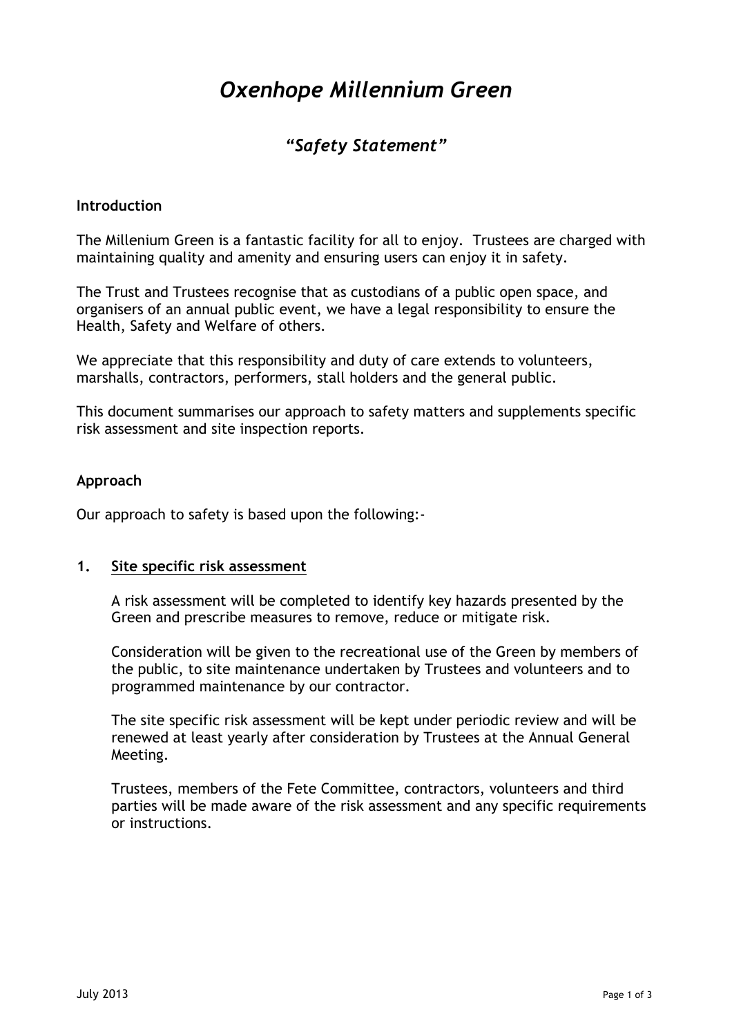# *Oxenhope Millennium Green*

## *"Safety Statement"*

**Introduction**

The Millenium Green is a fantastic facility for all to enjoy. Trustees are charged with maintaining quality and amenity and ensuring users can enjoy it in safety.

The Trust and Trustees recognise that as custodians of a public open space, and organisers of an annual public event, we have a legal responsibility to ensure the Health, Safety and Welfare of others.

We appreciate that this responsibility and duty of care extends to volunteers, marshalls, contractors, performers, stall holders and the general public.

This document summarises our approach to safety matters and supplements specific risk assessment and site inspection reports.

**Approach**

Our approach to safety is based upon the following:-

**1. <u>Site specific risk assessment</u>**

A risk assessment will be completed to identify key hazards presented by the Green and prescribe measures to remove, reduce or mitigate risk.

Consideration will be given to the recreational use of the Green by members of the public, to site maintenance undertaken by Trustees and volunteers and to programmed maintenance by our contractor.

The site specific risk assessment will be kept under periodic review and will be renewed at least yearly after consideration by Trustees at the Annual General Meeting.

Trustees, members of the Fete Committee, contractors, volunteers and third parties will be made aware of the risk assessment and any specific requirements or instructions.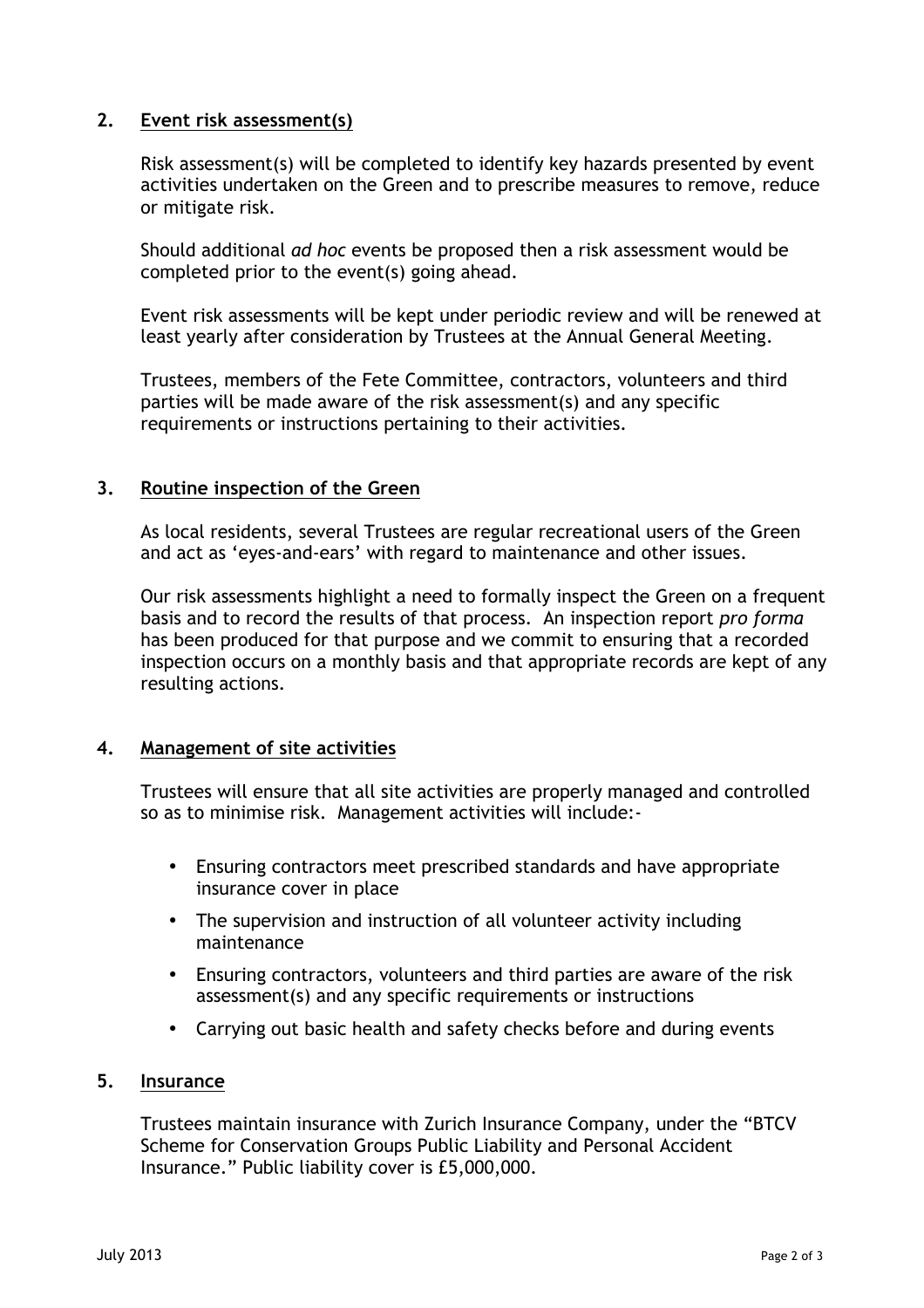## 2. Event risk assessment(s)

Risk assessment(s) will be completed to identify key hazards presented by event activities undertaken on the Green and to prescribe measures to remove, reduce or mitigate risk.

Should additional *ad hoc* events be proposed then a risk assessment would be completed prior to the event(s) going ahead.

Event risk assessments will be kept under periodic review and will be renewed at least yearly after consideration by Trustees at the Annual General Meeting.

Trustees, members of the Fete Committee, contractors, volunteers and third parties will be made aware of the risk assessment(s) and any specific requirements or instructions pertaining to their activities.

## 3. Routine inspection of the Green

As local residents, several Trustees are regular recreational users of the Green and act as 'eyes-and-ears' with regard to maintenance and other issues.

Our risk assessments highlight a need to formally inspect the Green on a frequent basis and to record the results of that process. An inspection report *pro forma* has been produced for that purpose and we commit to ensuring that a recorded inspection occurs on a monthly basis and that appropriate records are kept of any resulting actions.

## 4. Management of site activities

Trustees will ensure that all site activities are properly managed and controlled so as to minimise risk. Management activities will include:-

- Ensuring contractors meet prescribed standards and have appropriate insurance cover in place
- The supervision and instruction of all volunteer activity including maintenance
- Ensuring contractors, volunteers and third parties are aware of the risk assessment(s) and any specific requirements or instructions
- Carrying out basic health and safety checks before and during events

## 5. Insurance

Trustees maintain insurance with Zurich Insurance Company, under the "BTCV Scheme for Conservation Groups Public Liability and Personal Accident Insurance." Public liability cover is £5,000,000.

July 2013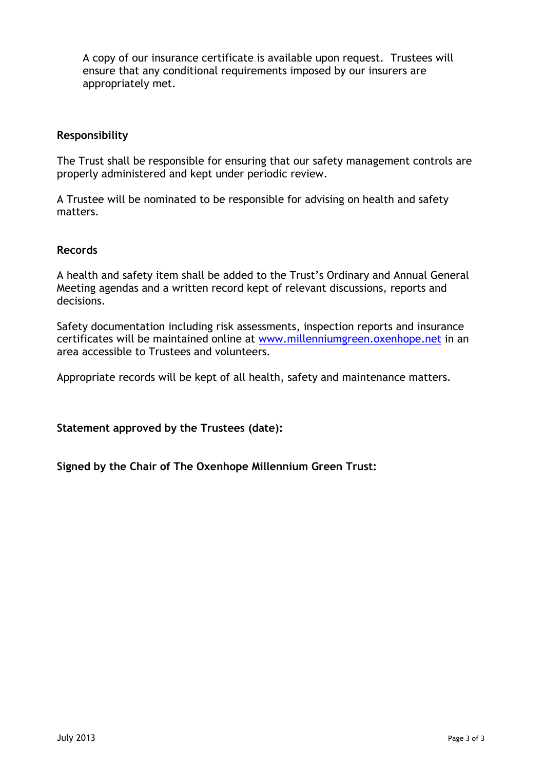A copy of our insurance certificate is available upon request. Trustees will ensure that any conditional requirements imposed by our insurers are appropriately met.

**Responsibility**

The Trust shall be responsible for ensuring that our safety management controls are properly administered and kept under periodic review.

A Trustee will be nominated to be responsible for advising on health and safety matters.

**Records**

A health and safety item shall be added to the Trust's Ordinary and Annual General Meeting agendas and a written record kept of relevant discussions, reports and decisions.

Safety documentation including risk assessments, inspection reports and insurance certificates will be maintained online at www.millenniumgreen.oxenhope.net in an area accessible to Trustees and volunteers.

Appropriate records will be kept of all health, safety and maintenance matters.

**Statement approved by the Trustees (date):**

**Signed by the Chair of The Oxenhope Millennium Green Trust:**

July 2013